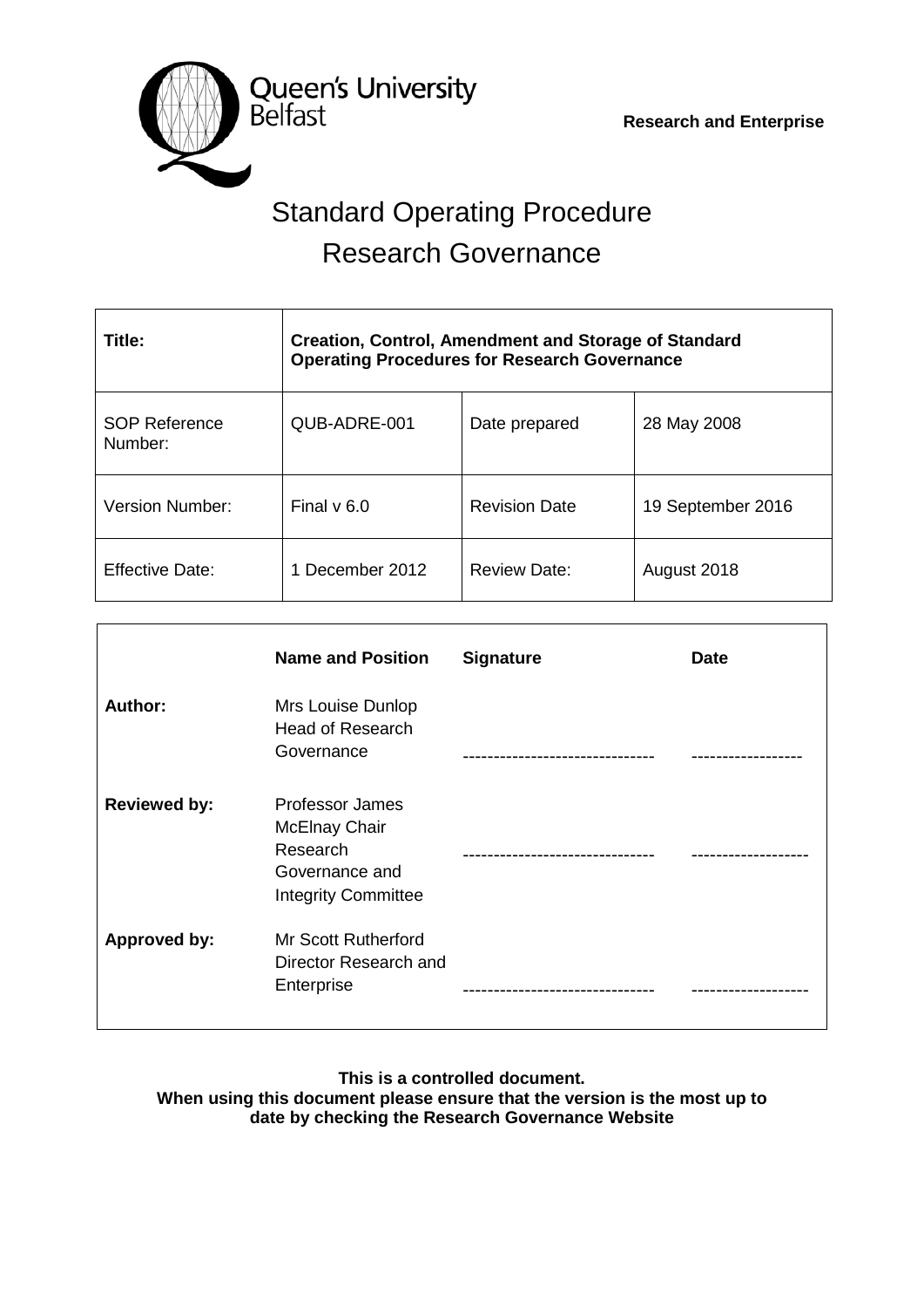Queen's University Belfast

**Research and Enterprise**

# Standard Operating Procedure
# Research Governance

| **Title:** | **Creation, Control, Amendment and Storage of Standard Operating Procedures for Research Governance** | | |
|---|---|---|---|
| SOP Reference Number: | QUB-ADRE-001 | Date prepared | 28 May 2008 |
| Version Number: | Final v 6.0 | Revision Date | 19 September 2016 |
| Effective Date: | 1 December 2012 | Review Date: | August 2018 |

| | **Name and Position** | **Signature** | **Date** |
|---|---|---|---|
| **Author:** | Mrs Louise Dunlop Head of Research Governance | ------------------------------- | ------------------ |
| **Reviewed by:** | Professor James McElnay Chair Research Governance and Integrity Committee | ------------------------------- | ------------------- |
| **Approved by:** | Mr Scott Rutherford Director Research and Enterprise | ------------------------------- | ------------------- |

**This is a controlled document.**
**When using this document please ensure that the version is the most up to date by checking the Research Governance Website**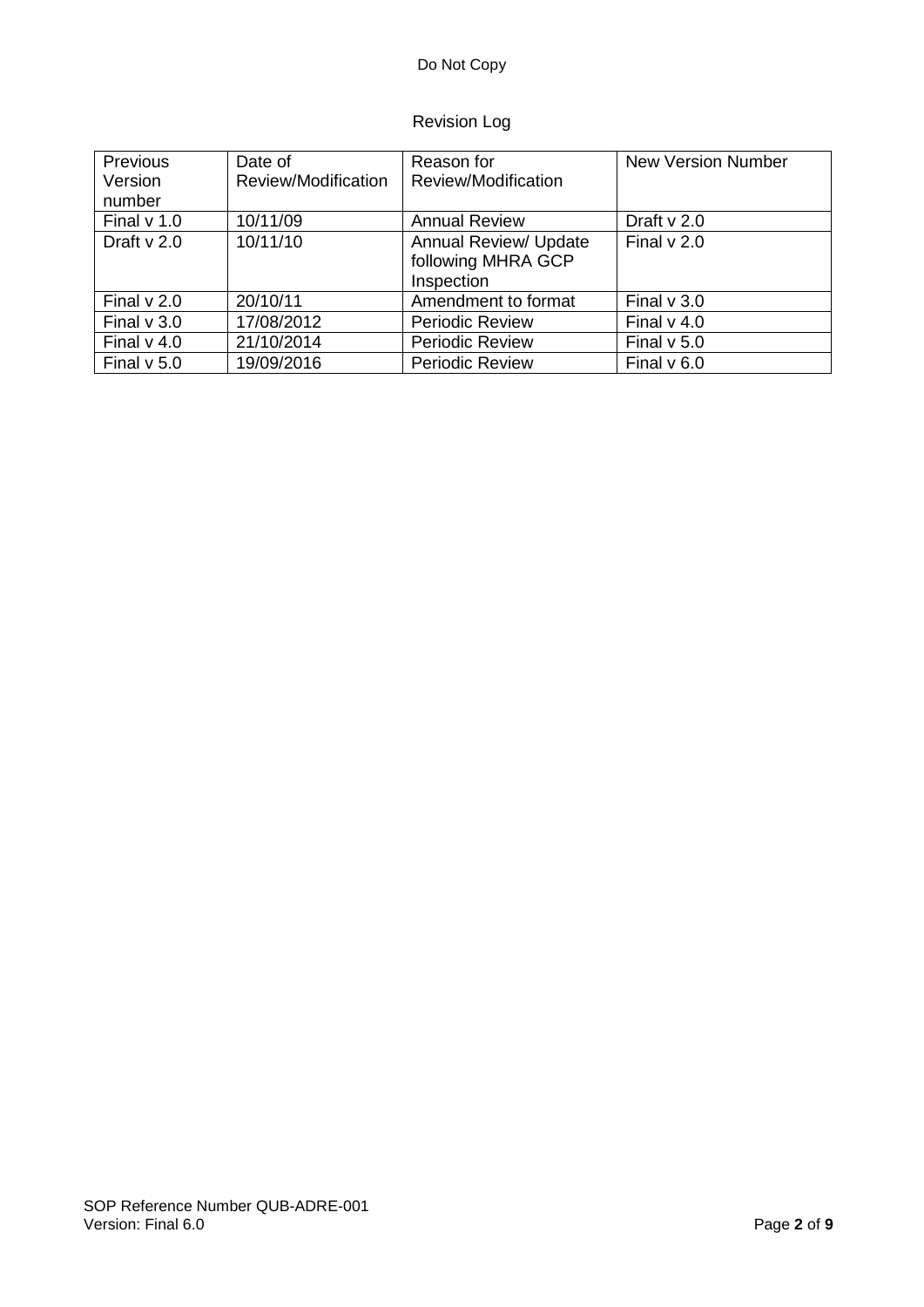Revision Log

| Previous Version number | Date of Review/Modification | Reason for Review/Modification | New Version Number |
|---|---|---|---|
| Final v 1.0 | 10/11/09 | Annual Review | Draft v 2.0 |
| Draft v 2.0 | 10/11/10 | Annual Review/ Update following MHRA GCP Inspection | Final v 2.0 |
| Final v 2.0 | 20/10/11 | Amendment to format | Final v 3.0 |
| Final v 3.0 | 17/08/2012 | Periodic Review | Final v 4.0 |
| Final v 4.0 | 21/10/2014 | Periodic Review | Final v 5.0 |
| Final v 5.0 | 19/09/2016 | Periodic Review | Final v 6.0 |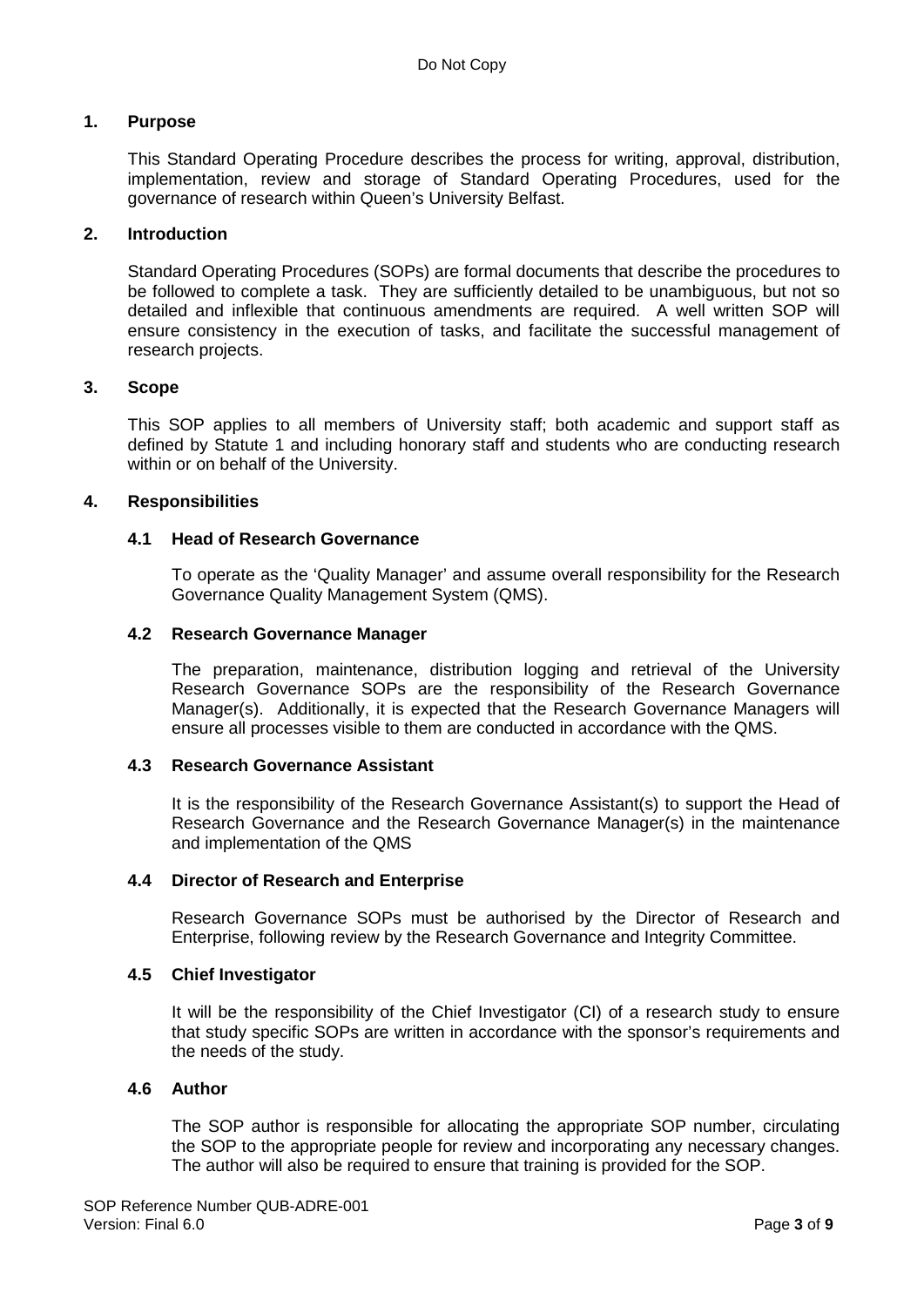## 1. Purpose

This Standard Operating Procedure describes the process for writing, approval, distribution, implementation, review and storage of Standard Operating Procedures, used for the governance of research within Queen's University Belfast.

## 2. Introduction

Standard Operating Procedures (SOPs) are formal documents that describe the procedures to be followed to complete a task. They are sufficiently detailed to be unambiguous, but not so detailed and inflexible that continuous amendments are required. A well written SOP will ensure consistency in the execution of tasks, and facilitate the successful management of research projects.

## 3. Scope

This SOP applies to all members of University staff; both academic and support staff as defined by Statute 1 and including honorary staff and students who are conducting research within or on behalf of the University.

## 4. Responsibilities

### 4.1 Head of Research Governance

To operate as the 'Quality Manager' and assume overall responsibility for the Research Governance Quality Management System (QMS).

### 4.2 Research Governance Manager

The preparation, maintenance, distribution logging and retrieval of the University Research Governance SOPs are the responsibility of the Research Governance Manager(s). Additionally, it is expected that the Research Governance Managers will ensure all processes visible to them are conducted in accordance with the QMS.

### 4.3 Research Governance Assistant

It is the responsibility of the Research Governance Assistant(s) to support the Head of Research Governance and the Research Governance Manager(s) in the maintenance and implementation of the QMS

### 4.4 Director of Research and Enterprise

Research Governance SOPs must be authorised by the Director of Research and Enterprise, following review by the Research Governance and Integrity Committee.

### 4.5 Chief Investigator

It will be the responsibility of the Chief Investigator (CI) of a research study to ensure that study specific SOPs are written in accordance with the sponsor's requirements and the needs of the study.

### 4.6 Author

The SOP author is responsible for allocating the appropriate SOP number, circulating the SOP to the appropriate people for review and incorporating any necessary changes. The author will also be required to ensure that training is provided for the SOP.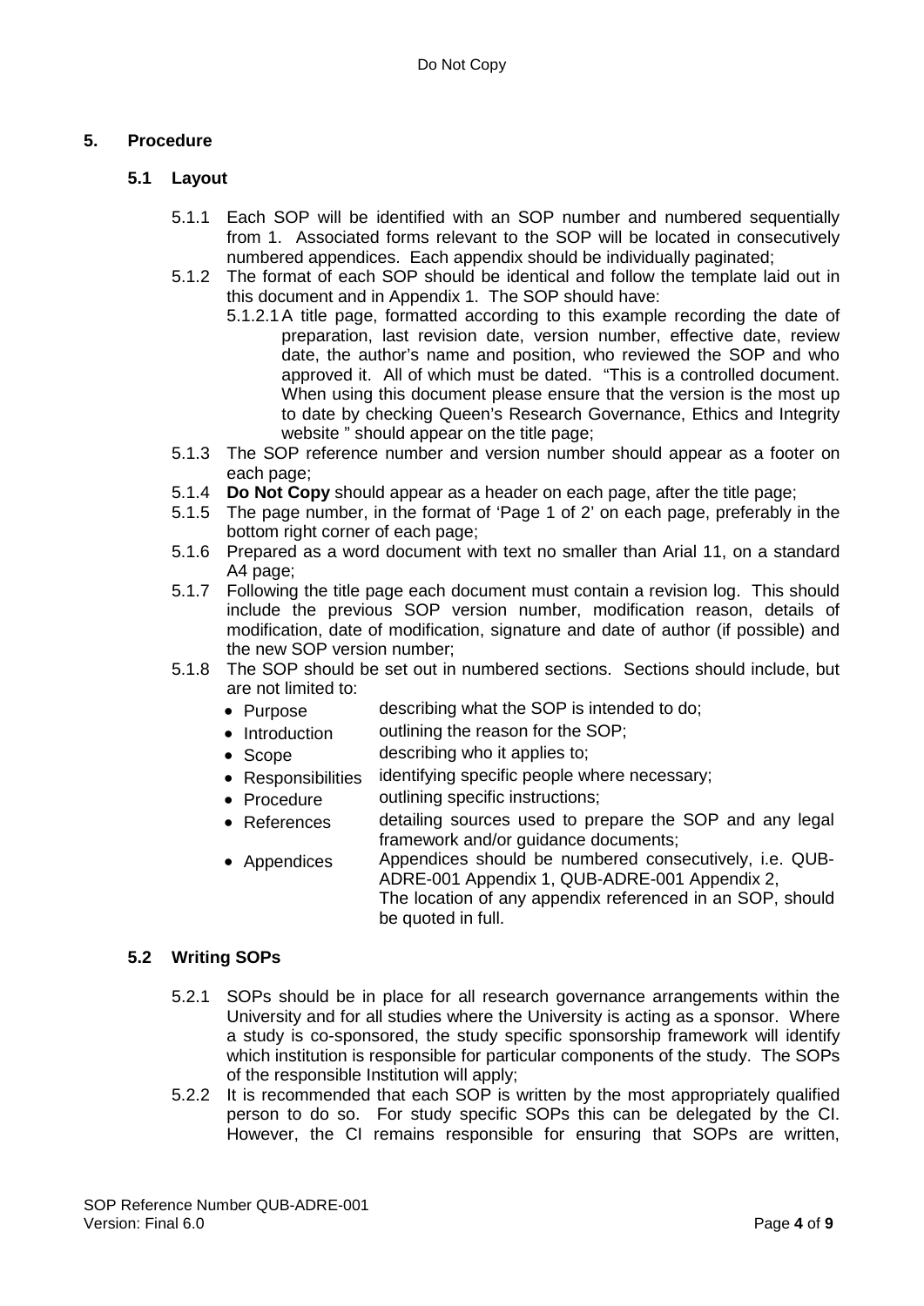## 5. Procedure

### 5.1 Layout

5.1.1 Each SOP will be identified with an SOP number and numbered sequentially from 1. Associated forms relevant to the SOP will be located in consecutively numbered appendices. Each appendix should be individually paginated;

5.1.2 The format of each SOP should be identical and follow the template laid out in this document and in Appendix 1. The SOP should have:

5.1.2.1 A title page, formatted according to this example recording the date of preparation, last revision date, version number, effective date, review date, the author's name and position, who reviewed the SOP and who approved it. All of which must be dated. "This is a controlled document. When using this document please ensure that the version is the most up to date by checking Queen's Research Governance, Ethics and Integrity website " should appear on the title page;

5.1.3 The SOP reference number and version number should appear as a footer on each page;

5.1.4 **Do Not Copy** should appear as a header on each page, after the title page;

5.1.5 The page number, in the format of 'Page 1 of 2' on each page, preferably in the bottom right corner of each page;

5.1.6 Prepared as a word document with text no smaller than Arial 11, on a standard A4 page;

5.1.7 Following the title page each document must contain a revision log. This should include the previous SOP version number, modification reason, details of modification, date of modification, signature and date of author (if possible) and the new SOP version number;

5.1.8 The SOP should be set out in numbered sections. Sections should include, but are not limited to:

- Purpose — describing what the SOP is intended to do;
- Introduction — outlining the reason for the SOP;
- Scope — describing who it applies to;
- Responsibilities — identifying specific people where necessary;
- Procedure — outlining specific instructions;
- References — detailing sources used to prepare the SOP and any legal framework and/or guidance documents;
- Appendices — Appendices should be numbered consecutively, i.e. QUB-ADRE-001 Appendix 1, QUB-ADRE-001 Appendix 2, The location of any appendix referenced in an SOP, should be quoted in full.

### 5.2 Writing SOPs

5.2.1 SOPs should be in place for all research governance arrangements within the University and for all studies where the University is acting as a sponsor. Where a study is co-sponsored, the study specific sponsorship framework will identify which institution is responsible for particular components of the study. The SOPs of the responsible Institution will apply;

5.2.2 It is recommended that each SOP is written by the most appropriately qualified person to do so. For study specific SOPs this can be delegated by the CI. However, the CI remains responsible for ensuring that SOPs are written,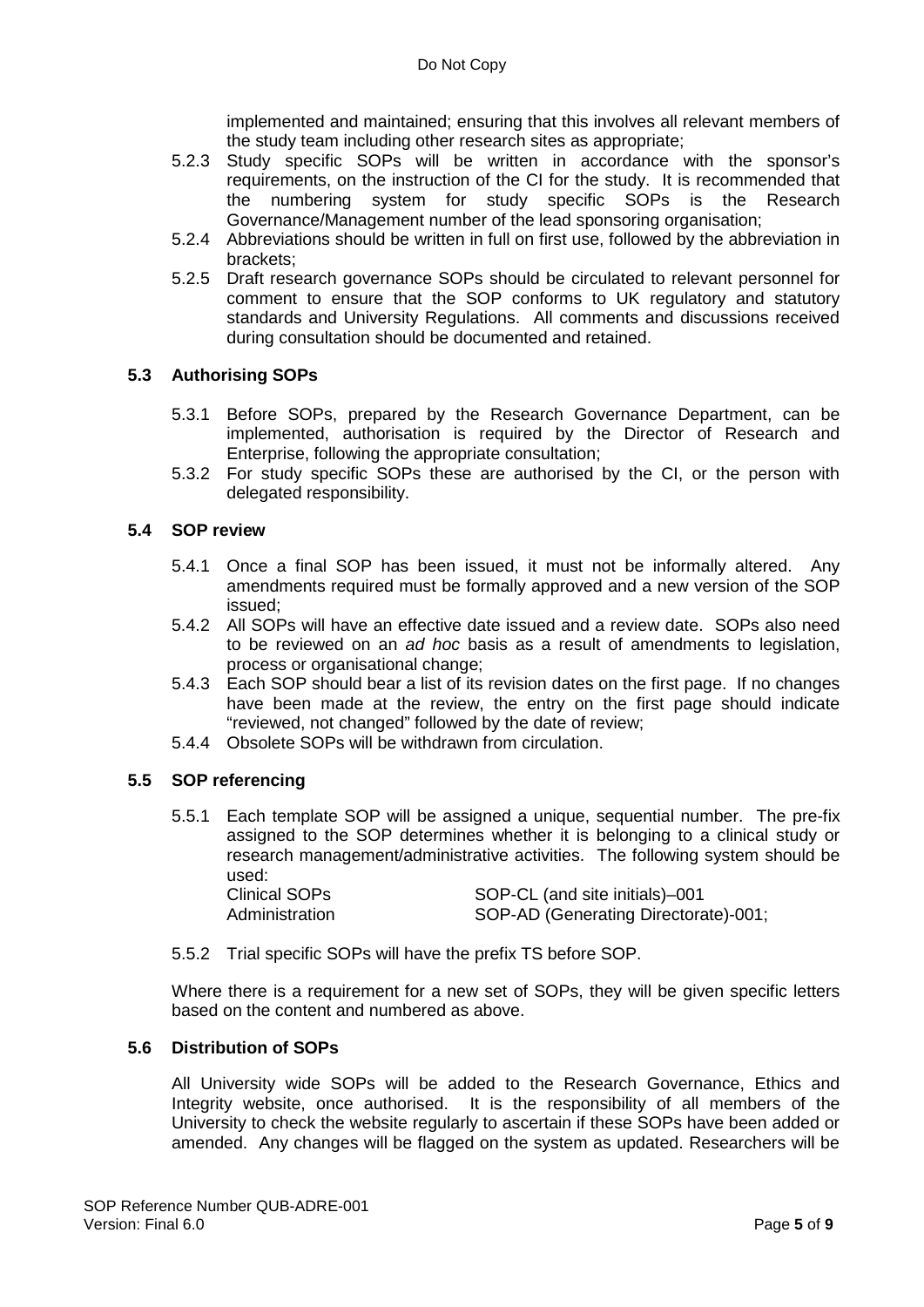implemented and maintained; ensuring that this involves all relevant members of the study team including other research sites as appropriate;

5.2.3 Study specific SOPs will be written in accordance with the sponsor's requirements, on the instruction of the CI for the study. It is recommended that the numbering system for study specific SOPs is the Research Governance/Management number of the lead sponsoring organisation;

5.2.4 Abbreviations should be written in full on first use, followed by the abbreviation in brackets;

5.2.5 Draft research governance SOPs should be circulated to relevant personnel for comment to ensure that the SOP conforms to UK regulatory and statutory standards and University Regulations. All comments and discussions received during consultation should be documented and retained.

### 5.3 Authorising SOPs

5.3.1 Before SOPs, prepared by the Research Governance Department, can be implemented, authorisation is required by the Director of Research and Enterprise, following the appropriate consultation;

5.3.2 For study specific SOPs these are authorised by the CI, or the person with delegated responsibility.

### 5.4 SOP review

5.4.1 Once a final SOP has been issued, it must not be informally altered. Any amendments required must be formally approved and a new version of the SOP issued;

5.4.2 All SOPs will have an effective date issued and a review date. SOPs also need to be reviewed on an *ad hoc* basis as a result of amendments to legislation, process or organisational change;

5.4.3 Each SOP should bear a list of its revision dates on the first page. If no changes have been made at the review, the entry on the first page should indicate "reviewed, not changed" followed by the date of review;

5.4.4 Obsolete SOPs will be withdrawn from circulation.

### 5.5 SOP referencing

5.5.1 Each template SOP will be assigned a unique, sequential number. The pre-fix assigned to the SOP determines whether it is belonging to a clinical study or research management/administrative activities. The following system should be used:

| | |
|---|---|
| Clinical SOPs | SOP-CL (and site initials)–001 |
| Administration | SOP-AD (Generating Directorate)-001; |

5.5.2 Trial specific SOPs will have the prefix TS before SOP.

Where there is a requirement for a new set of SOPs, they will be given specific letters based on the content and numbered as above.

### 5.6 Distribution of SOPs

All University wide SOPs will be added to the Research Governance, Ethics and Integrity website, once authorised. It is the responsibility of all members of the University to check the website regularly to ascertain if these SOPs have been added or amended. Any changes will be flagged on the system as updated. Researchers will be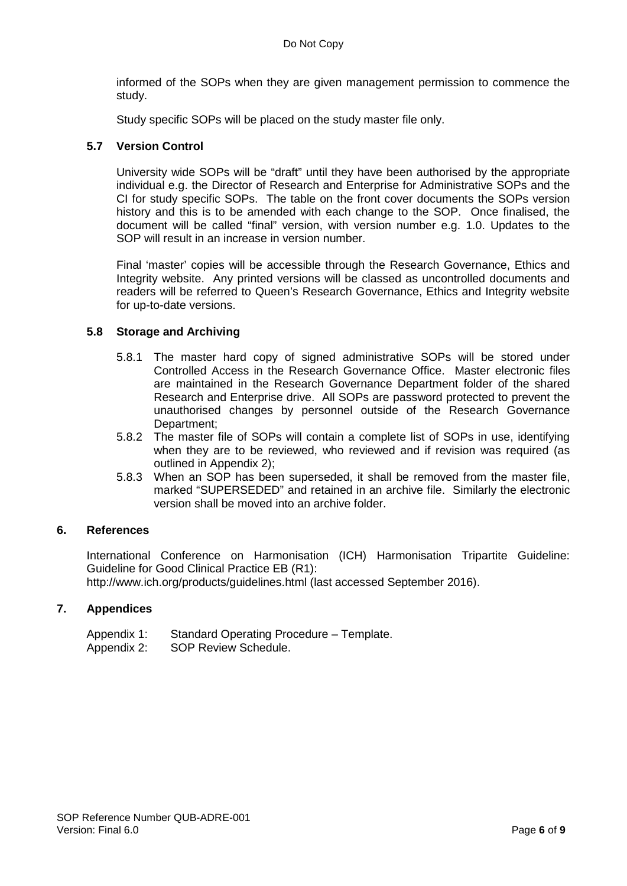informed of the SOPs when they are given management permission to commence the study.

Study specific SOPs will be placed on the study master file only.

### 5.7 Version Control

University wide SOPs will be "draft" until they have been authorised by the appropriate individual e.g. the Director of Research and Enterprise for Administrative SOPs and the CI for study specific SOPs. The table on the front cover documents the SOPs version history and this is to be amended with each change to the SOP. Once finalised, the document will be called "final" version, with version number e.g. 1.0. Updates to the SOP will result in an increase in version number.

Final 'master' copies will be accessible through the Research Governance, Ethics and Integrity website. Any printed versions will be classed as uncontrolled documents and readers will be referred to Queen's Research Governance, Ethics and Integrity website for up-to-date versions.

### 5.8 Storage and Archiving

5.8.1 The master hard copy of signed administrative SOPs will be stored under Controlled Access in the Research Governance Office. Master electronic files are maintained in the Research Governance Department folder of the shared Research and Enterprise drive. All SOPs are password protected to prevent the unauthorised changes by personnel outside of the Research Governance Department;

5.8.2 The master file of SOPs will contain a complete list of SOPs in use, identifying when they are to be reviewed, who reviewed and if revision was required (as outlined in Appendix 2);

5.8.3 When an SOP has been superseded, it shall be removed from the master file, marked "SUPERSEDED" and retained in an archive file. Similarly the electronic version shall be moved into an archive folder.

## 6. References

International Conference on Harmonisation (ICH) Harmonisation Tripartite Guideline: Guideline for Good Clinical Practice EB (R1):
http://www.ich.org/products/guidelines.html (last accessed September 2016).

## 7. Appendices

Appendix 1: Standard Operating Procedure – Template.
Appendix 2: SOP Review Schedule.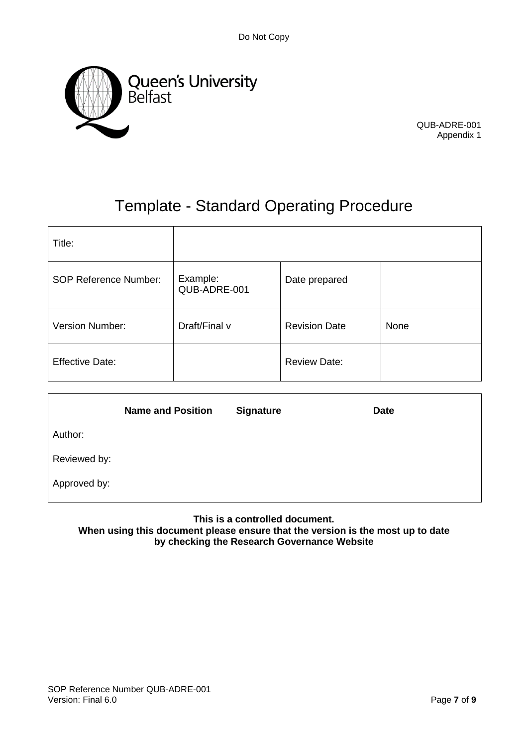QUB-ADRE-001
Appendix 1

# Template - Standard Operating Procedure

| Title: | | | |
|---|---|---|---|
| SOP Reference Number: | Example: QUB-ADRE-001 | Date prepared | |
| Version Number: | Draft/Final v | Revision Date | None |
| Effective Date: | | Review Date: | |

| | Name and Position | Signature | Date |
|---|---|---|---|
| Author: | | | |
| Reviewed by: | | | |
| Approved by: | | | |

**This is a controlled document.**
**When using this document please ensure that the version is the most up to date by checking the Research Governance Website**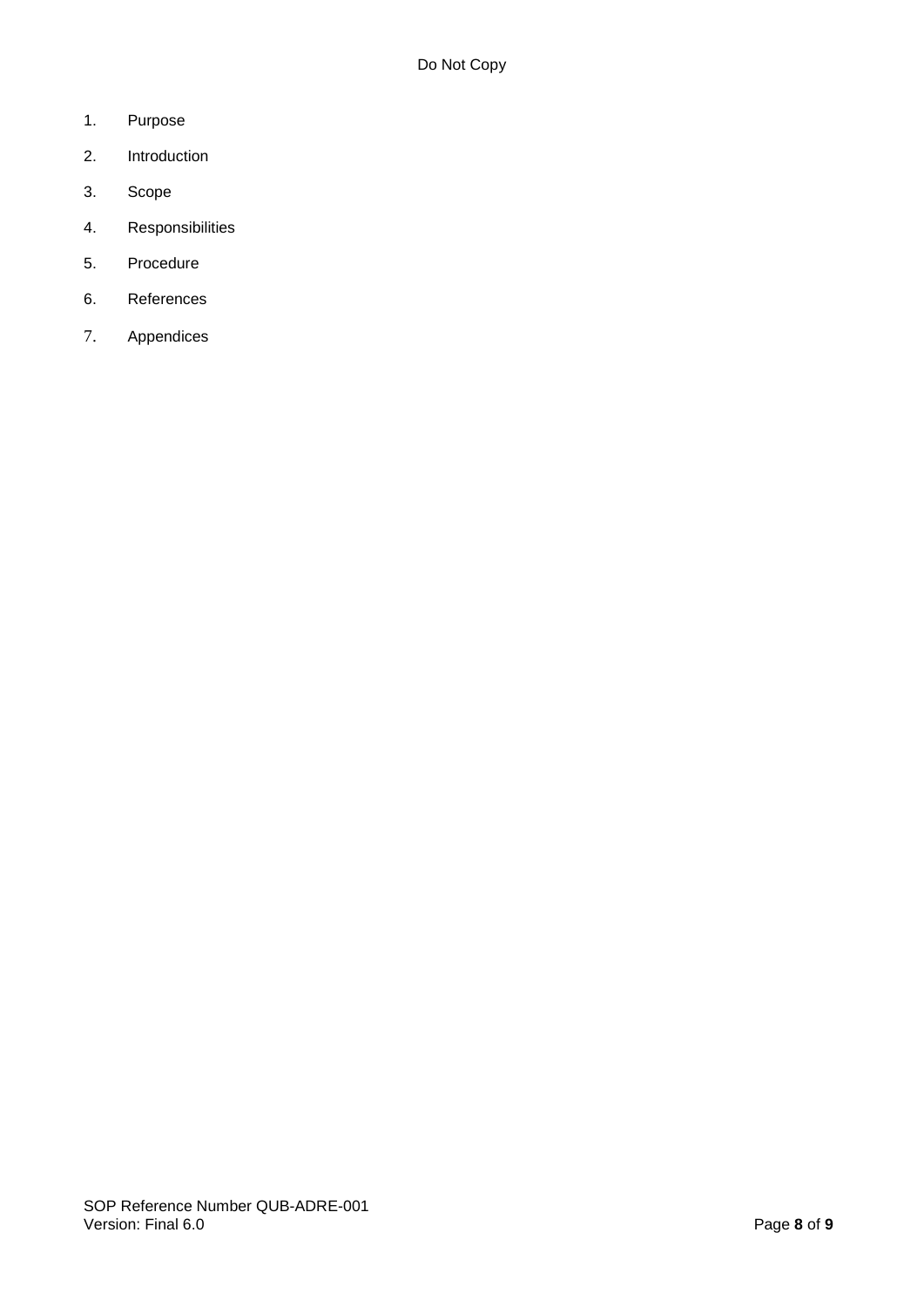1. Purpose
2. Introduction
3. Scope
4. Responsibilities
5. Procedure
6. References
7. Appendices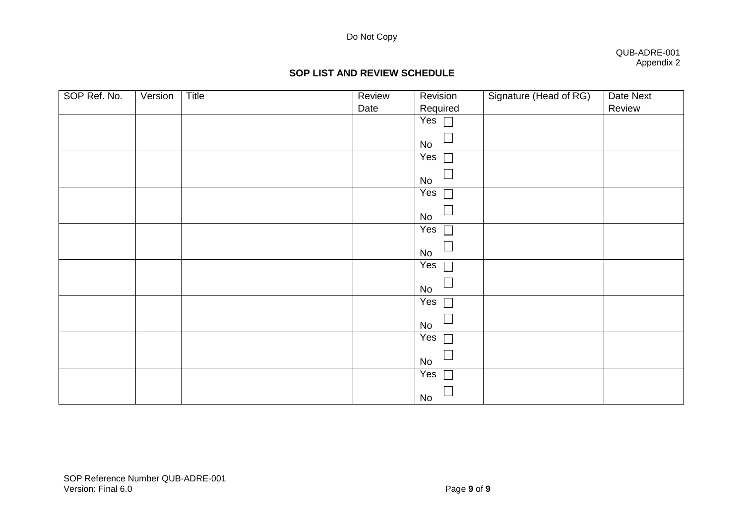Do Not Copy

QUB-ADRE-001
Appendix 2

**SOP LIST AND REVIEW SCHEDULE**

| SOP Ref. No. | Version | Title | Review Date | Revision Required | Signature (Head of RG) | Date Next Review |
|---|---|---|---|---|---|---|
| | | | | Yes ☐ No ☐ | | |
| | | | | Yes ☐ No ☐ | | |
| | | | | Yes ☐ No ☐ | | |
| | | | | Yes ☐ No ☐ | | |
| | | | | Yes ☐ No ☐ | | |
| | | | | Yes ☐ No ☐ | | |
| | | | | Yes ☐ No ☐ | | |
| | | | | Yes ☐ No ☐ | | |

SOP Reference Number QUB-ADRE-001
Version: Final 6.0